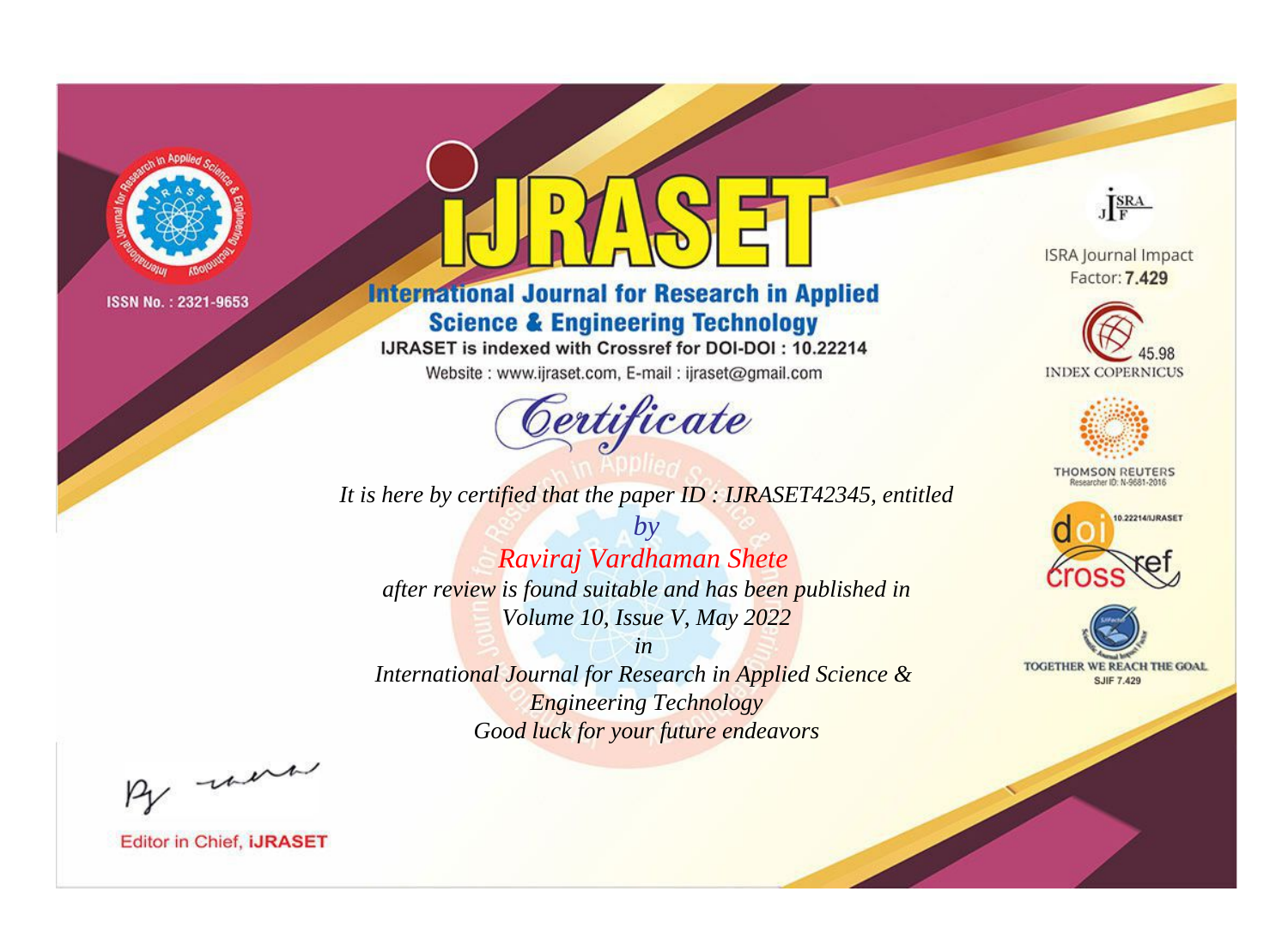ISSN No. : 2321-9653

# IJRASET

## International Journal for Research in Applied Science & Engineering Technology

IJRASET is indexed with Crossref for DOI-DOI : 10.22214

Website : www.ijraset.com, E-mail : ijraset@gmail.com

ISRA Journal Impact Factor: **7.429**

45.98 INDEX COPERNICUS

THOMSON REUTERS Researcher ID: N-9681-2016

10.22214/IJRASET

TOGETHER WE REACH THE GOAL SJIF 7.429

# *Certificate*

*It is here by certified that the paper ID : IJRASET42345, entitled*

*by*

*Raviraj Vardhaman Shete*

*after review is found suitable and has been published in*

*Volume 10, Issue V, May 2022*

*in*

*International Journal for Research in Applied Science & Engineering Technology*

*Good luck for your future endeavors*

Editor in Chief, **IJRASET**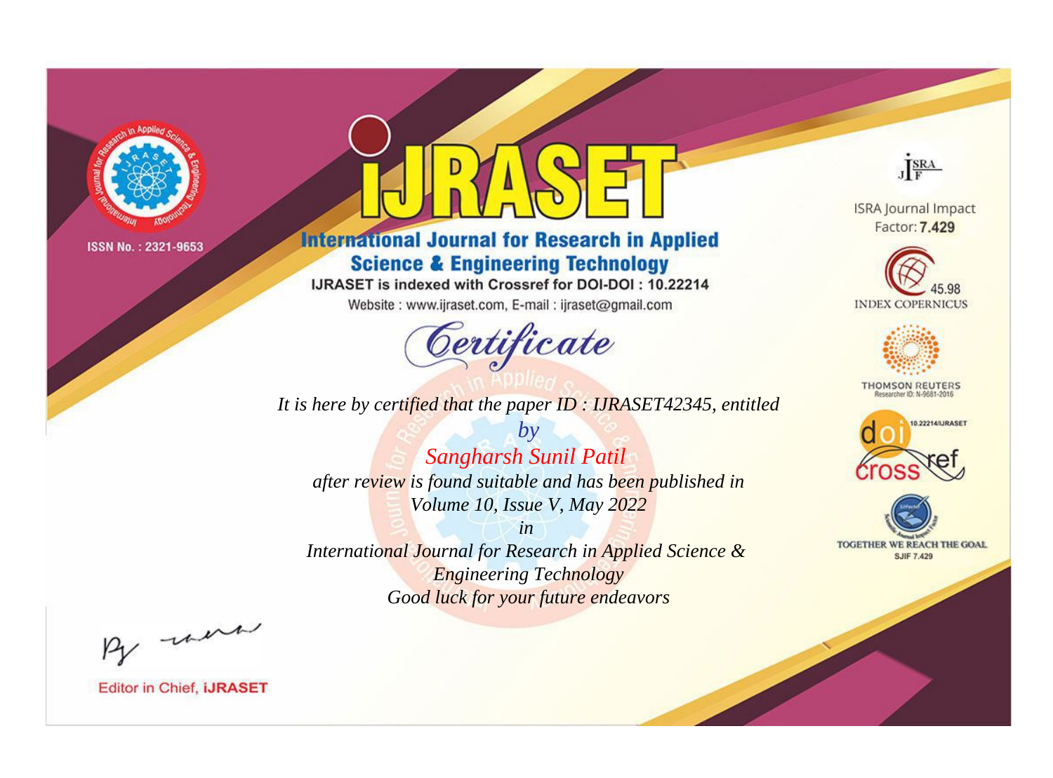ISSN No. : 2321-9653

# iJRASET

## International Journal for Research in Applied Science & Engineering Technology

IJRASET is indexed with Crossref for DOI-DOI : 10.22214

Website : www.ijraset.com, E-mail : ijraset@gmail.com

ISRA Journal Impact Factor: **7.429**

45.98 INDEX COPERNICUS

THOMSON REUTERS Researcher ID: N-9681-2016

10.22214/IJRASET

TOGETHER WE REACH THE GOAL SJIF 7.429

# *Certificate*

*It is here by certified that the paper ID : IJRASET42345, entitled*

*by*

*Sangharsh Sunil Patil*

*after review is found suitable and has been published in*

*Volume 10, Issue V, May 2022*

*in*

*International Journal for Research in Applied Science & Engineering Technology*

*Good luck for your future endeavors*

Editor in Chief, **iJRASET**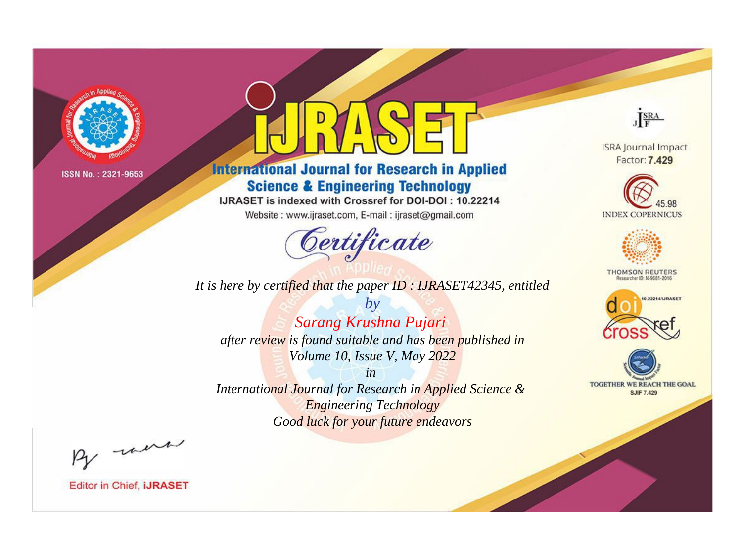ISSN No. : 2321-9653

# iJRASET

## International Journal for Research in Applied Science & Engineering Technology

IJRASET is indexed with Crossref for DOI-DOI : 10.22214

Website : www.ijraset.com, E-mail : ijraset@gmail.com

## Certificate

*It is here by certified that the paper ID : IJRASET42345, entitled*

*by*

*Sarang Krushna Pujari*

*after review is found suitable and has been published in*

*Volume 10, Issue V, May 2022*

*in*

*International Journal for Research in Applied Science & Engineering Technology*

*Good luck for your future endeavors*

ISRA Journal Impact Factor: **7.429**

45.98 INDEX COPERNICUS

THOMSON REUTERS Researcher ID: N-9681-2016

10.22214/IJRASET

TOGETHER WE REACH THE GOAL SJIF 7.429

Editor in Chief, **iJRASET**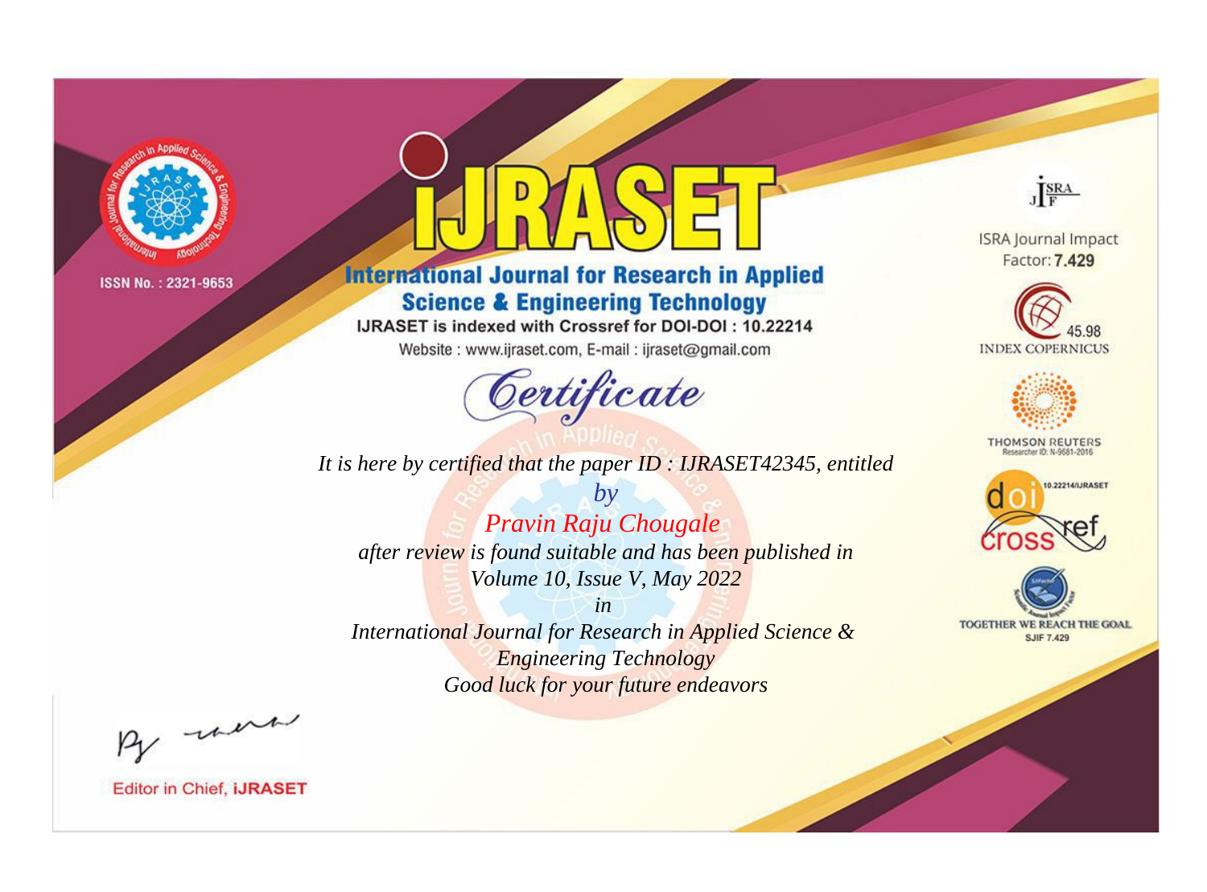ISSN No. : 2321-9653

# iJRASET

## International Journal for Research in Applied Science & Engineering Technology

IJRASET is indexed with Crossref for DOI-DOI : 10.22214

Website : www.ijraset.com, E-mail : ijraset@gmail.com

*Certificate*

*It is here by certified that the paper ID : IJRASET42345, entitled*

*by*

*Pravin Raju Chougale*

*after review is found suitable and has been published in*

*Volume 10, Issue V, May 2022*

*in*

*International Journal for Research in Applied Science & Engineering Technology*

*Good luck for your future endeavors*

ISRA Journal Impact Factor: **7.429**

45.98 INDEX COPERNICUS

THOMSON REUTERS Researcher ID: N-9681-2016

10.22214/IJRASET

TOGETHER WE REACH THE GOAL SJIF 7.429

Editor in Chief, **iJRASET**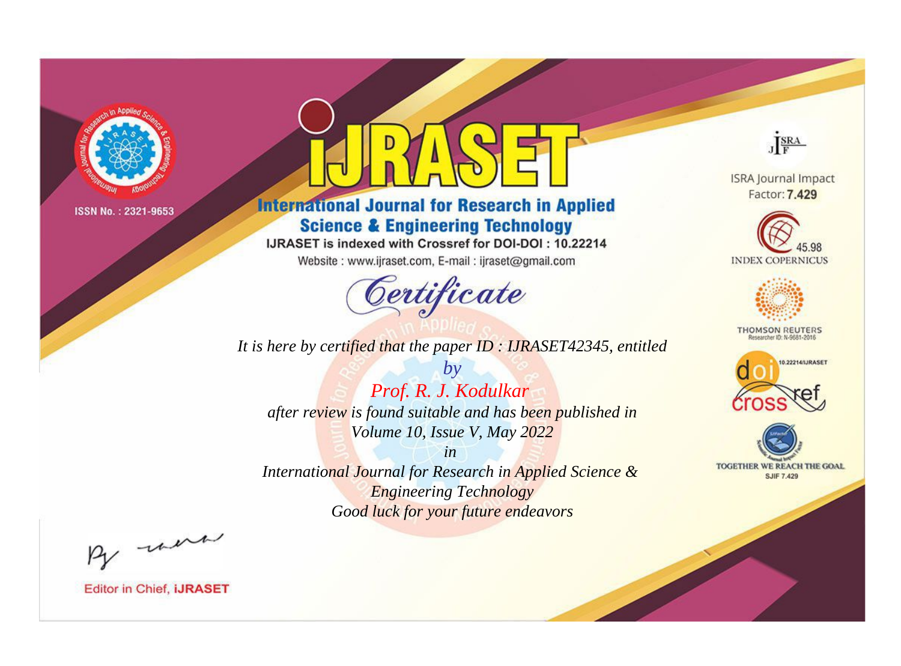ISSN No. : 2321-9653

# iJRASET

## International Journal for Research in Applied Science & Engineering Technology

IJRASET is indexed with Crossref for DOI-DOI : 10.22214

Website : www.ijraset.com, E-mail : ijraset@gmail.com

# Certificate

*It is here by certified that the paper ID : IJRASET42345, entitled*

*by*

*Prof. R. J. Kodulkar*

*after review is found suitable and has been published in*

*Volume 10, Issue V, May 2022*

*in*

*International Journal for Research in Applied Science & Engineering Technology*

*Good luck for your future endeavors*

ISRA Journal Impact Factor: **7.429**

45.98 INDEX COPERNICUS

THOMSON REUTERS Researcher ID: N-9681-2016

10.22214/IJRASET

TOGETHER WE REACH THE GOAL SJIF 7.429

Editor in Chief, **iJRASET**